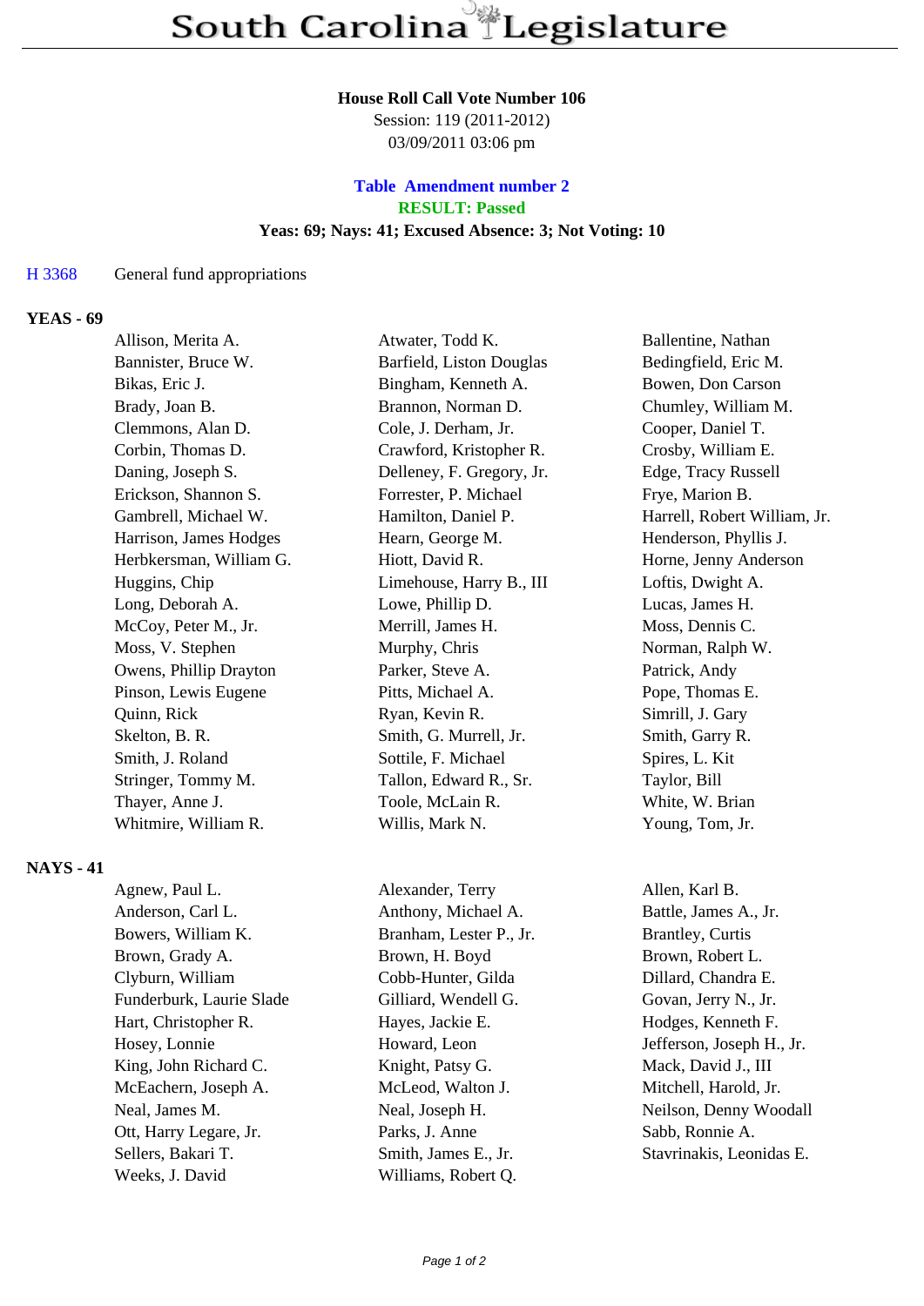# South Carolina Legislature

**House Roll Call Vote Number 106**
Session: 119 (2011-2012)
03/09/2011 03:06 pm

**Table Amendment number 2**
**RESULT: Passed**
**Yeas: 69; Nays: 41; Excused Absence: 3; Not Voting: 10**

H 3368 General fund appropriations

**YEAS - 69**

| | | |
|---|---|---|
| Allison, Merita A. | Atwater, Todd K. | Ballentine, Nathan |
| Bannister, Bruce W. | Barfield, Liston Douglas | Bedingfield, Eric M. |
| Bikas, Eric J. | Bingham, Kenneth A. | Bowen, Don Carson |
| Brady, Joan B. | Brannon, Norman D. | Chumley, William M. |
| Clemmons, Alan D. | Cole, J. Derham, Jr. | Cooper, Daniel T. |
| Corbin, Thomas D. | Crawford, Kristopher R. | Crosby, William E. |
| Daning, Joseph S. | Delleney, F. Gregory, Jr. | Edge, Tracy Russell |
| Erickson, Shannon S. | Forrester, P. Michael | Frye, Marion B. |
| Gambrell, Michael W. | Hamilton, Daniel P. | Harrell, Robert William, Jr. |
| Harrison, James Hodges | Hearn, George M. | Henderson, Phyllis J. |
| Herbkersman, William G. | Hiott, David R. | Horne, Jenny Anderson |
| Huggins, Chip | Limehouse, Harry B., III | Loftis, Dwight A. |
| Long, Deborah A. | Lowe, Phillip D. | Lucas, James H. |
| McCoy, Peter M., Jr. | Merrill, James H. | Moss, Dennis C. |
| Moss, V. Stephen | Murphy, Chris | Norman, Ralph W. |
| Owens, Phillip Drayton | Parker, Steve A. | Patrick, Andy |
| Pinson, Lewis Eugene | Pitts, Michael A. | Pope, Thomas E. |
| Quinn, Rick | Ryan, Kevin R. | Simrill, J. Gary |
| Skelton, B. R. | Smith, G. Murrell, Jr. | Smith, Garry R. |
| Smith, J. Roland | Sottile, F. Michael | Spires, L. Kit |
| Stringer, Tommy M. | Tallon, Edward R., Sr. | Taylor, Bill |
| Thayer, Anne J. | Toole, McLain R. | White, W. Brian |
| Whitmire, William R. | Willis, Mark N. | Young, Tom, Jr. |

**NAYS - 41**

| | | |
|---|---|---|
| Agnew, Paul L. | Alexander, Terry | Allen, Karl B. |
| Anderson, Carl L. | Anthony, Michael A. | Battle, James A., Jr. |
| Bowers, William K. | Branham, Lester P., Jr. | Brantley, Curtis |
| Brown, Grady A. | Brown, H. Boyd | Brown, Robert L. |
| Clyburn, William | Cobb-Hunter, Gilda | Dillard, Chandra E. |
| Funderburk, Laurie Slade | Gilliard, Wendell G. | Govan, Jerry N., Jr. |
| Hart, Christopher R. | Hayes, Jackie E. | Hodges, Kenneth F. |
| Hosey, Lonnie | Howard, Leon | Jefferson, Joseph H., Jr. |
| King, John Richard C. | Knight, Patsy G. | Mack, David J., III |
| McEachern, Joseph A. | McLeod, Walton J. | Mitchell, Harold, Jr. |
| Neal, James M. | Neal, Joseph H. | Neilson, Denny Woodall |
| Ott, Harry Legare, Jr. | Parks, J. Anne | Sabb, Ronnie A. |
| Sellers, Bakari T. | Smith, James E., Jr. | Stavrinakis, Leonidas E. |
| Weeks, J. David | Williams, Robert Q. | |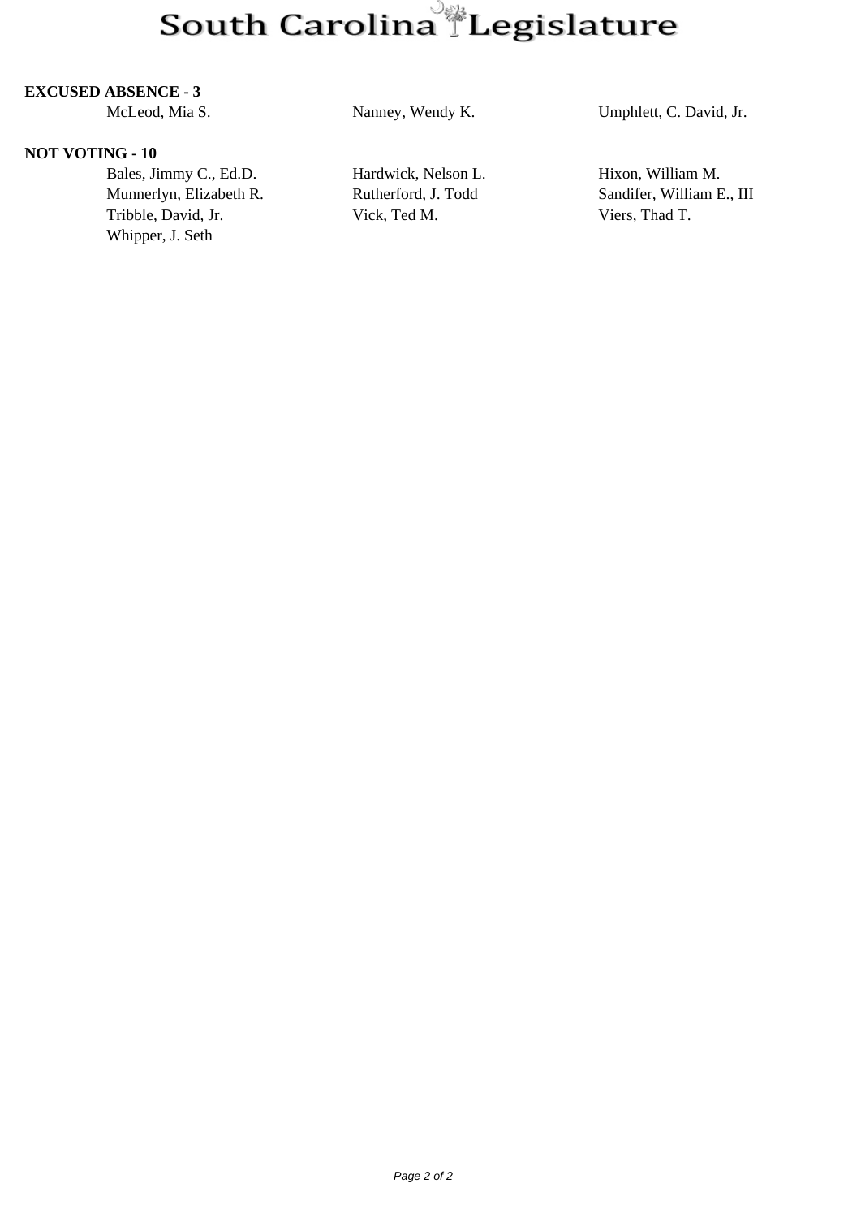**EXCUSED ABSENCE - 3**

| | | |
|---|---|---|
| McLeod, Mia S. | Nanney, Wendy K. | Umphlett, C. David, Jr. |

**NOT VOTING - 10**

| | | |
|---|---|---|
| Bales, Jimmy C., Ed.D. | Hardwick, Nelson L. | Hixon, William M. |
| Munnerlyn, Elizabeth R. | Rutherford, J. Todd | Sandifer, William E., III |
| Tribble, David, Jr. | Vick, Ted M. | Viers, Thad T. |
| Whipper, J. Seth | | |